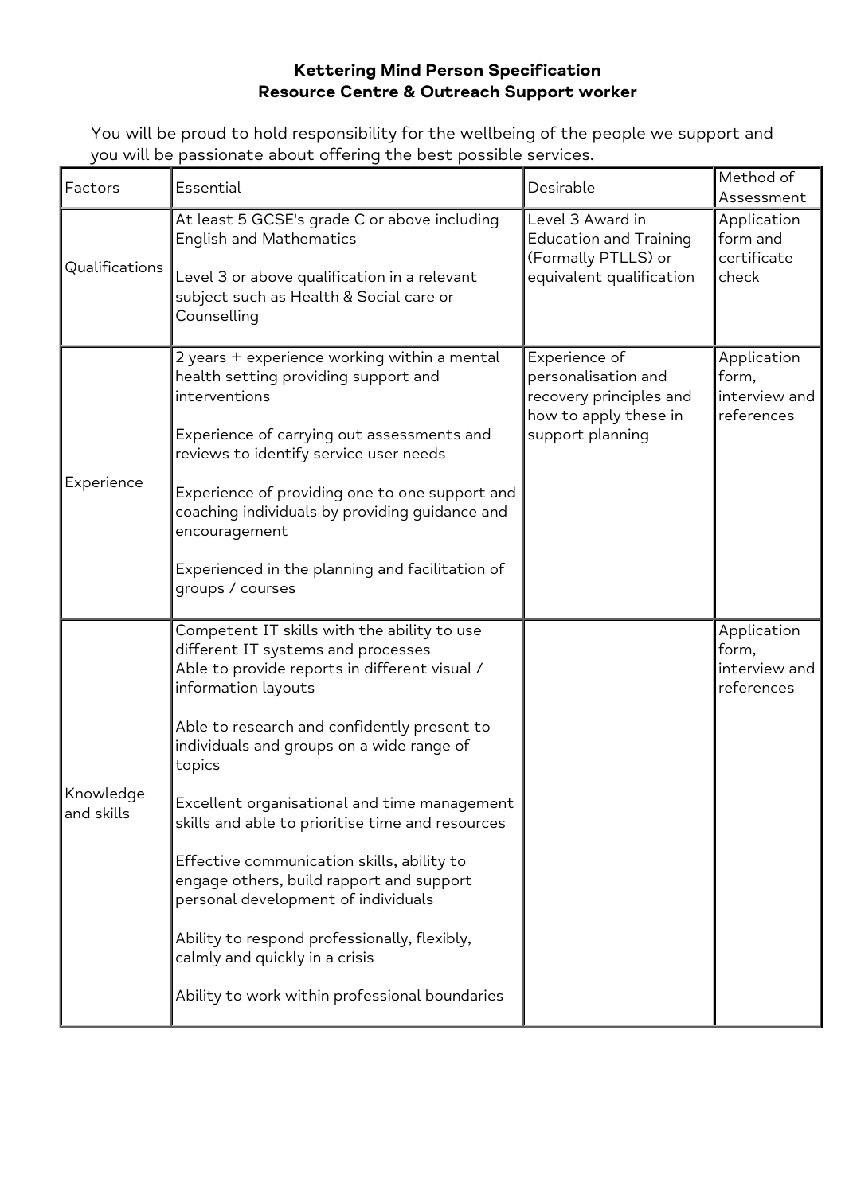# Kettering Mind Person Specification
## Resource Centre & Outreach Support worker

You will be proud to hold responsibility for the wellbeing of the people we support and you will be passionate about offering the best possible services.

| Factors | Essential | Desirable | Method of Assessment |
|---|---|---|---|
| Qualifications | At least 5 GCSE's grade C or above including English and Mathematics<br><br>Level 3 or above qualification in a relevant subject such as Health & Social care or Counselling | Level 3 Award in Education and Training (Formally PTLLS) or equivalent qualification | Application form and certificate check |
| Experience | 2 years + experience working within a mental health setting providing support and interventions<br><br>Experience of carrying out assessments and reviews to identify service user needs<br><br>Experience of providing one to one support and coaching individuals by providing guidance and encouragement<br><br>Experienced in the planning and facilitation of groups / courses | Experience of personalisation and recovery principles and how to apply these in support planning | Application form, interview and references |
| Knowledge and skills | Competent IT skills with the ability to use different IT systems and processes<br>Able to provide reports in different visual / information layouts<br><br>Able to research and confidently present to individuals and groups on a wide range of topics<br><br>Excellent organisational and time management skills and able to prioritise time and resources<br><br>Effective communication skills, ability to engage others, build rapport and support personal development of individuals<br><br>Ability to respond professionally, flexibly, calmly and quickly in a crisis<br><br>Ability to work within professional boundaries | | Application form, interview and references |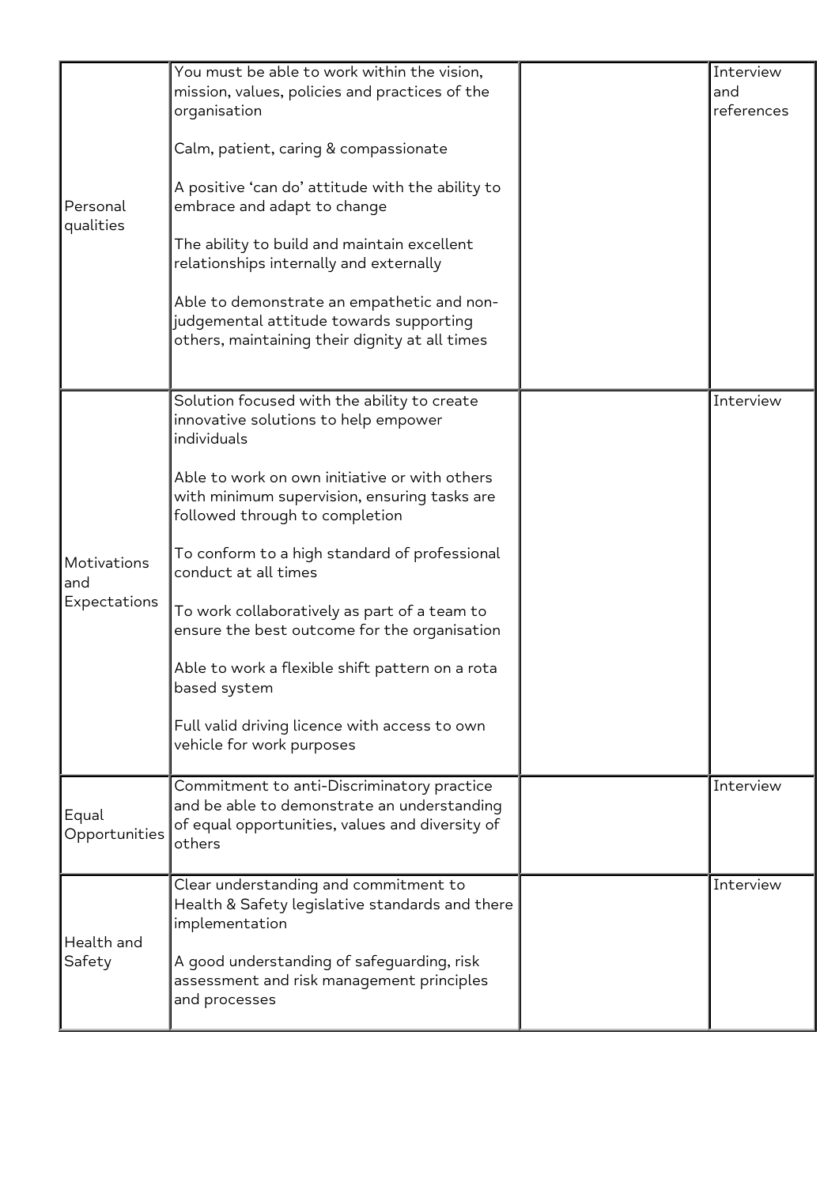| | | | |
|---|---|---|---|
| Personal qualities | You must be able to work within the vision, mission, values, policies and practices of the organisation<br><br>Calm, patient, caring & compassionate<br><br>A positive 'can do' attitude with the ability to embrace and adapt to change<br><br>The ability to build and maintain excellent relationships internally and externally<br><br>Able to demonstrate an empathetic and non-judgemental attitude towards supporting others, maintaining their dignity at all times | | Interview and references |
| Motivations and Expectations | Solution focused with the ability to create innovative solutions to help empower individuals<br><br>Able to work on own initiative or with others with minimum supervision, ensuring tasks are followed through to completion<br><br>To conform to a high standard of professional conduct at all times<br><br>To work collaboratively as part of a team to ensure the best outcome for the organisation<br><br>Able to work a flexible shift pattern on a rota based system<br><br>Full valid driving licence with access to own vehicle for work purposes | | Interview |
| Equal Opportunities | Commitment to anti-Discriminatory practice and be able to demonstrate an understanding of equal opportunities, values and diversity of others | | Interview |
| Health and Safety | Clear understanding and commitment to Health & Safety legislative standards and there implementation<br><br>A good understanding of safeguarding, risk assessment and risk management principles and processes | | Interview |